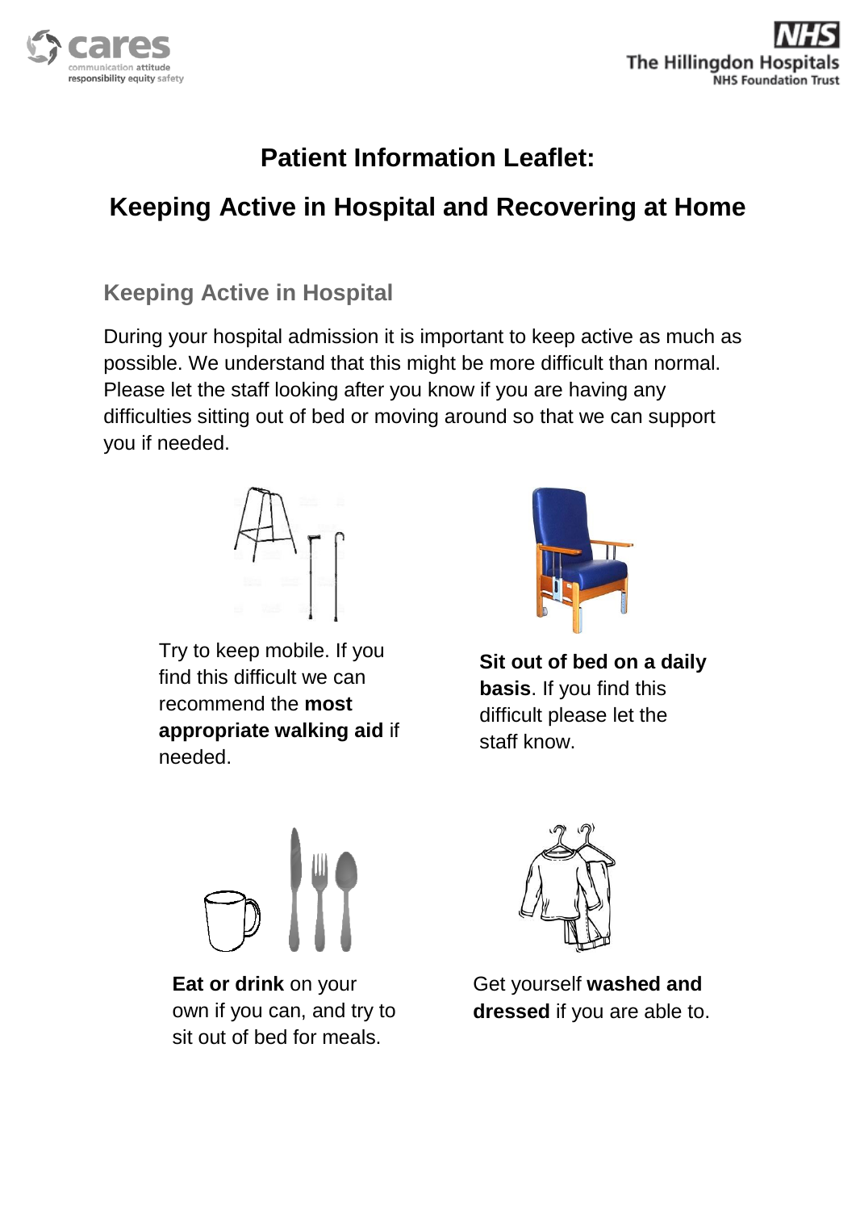# Patient Information Leaflet:

# Keeping Active in Hospital and Recovering at Home

## Keeping Active in Hospital

During your hospital admission it is important to keep active as much as possible. We understand that this might be more difficult than normal. Please let the staff looking after you know if you are having any difficulties sitting out of bed or moving around so that we can support you if needed.

Try to keep mobile. If you find this difficult we can recommend the **most appropriate walking aid** if needed.

**Sit out of bed on a daily basis**. If you find this difficult please let the staff know.

**Eat or drink** on your own if you can, and try to sit out of bed for meals.

Get yourself **washed and dressed** if you are able to.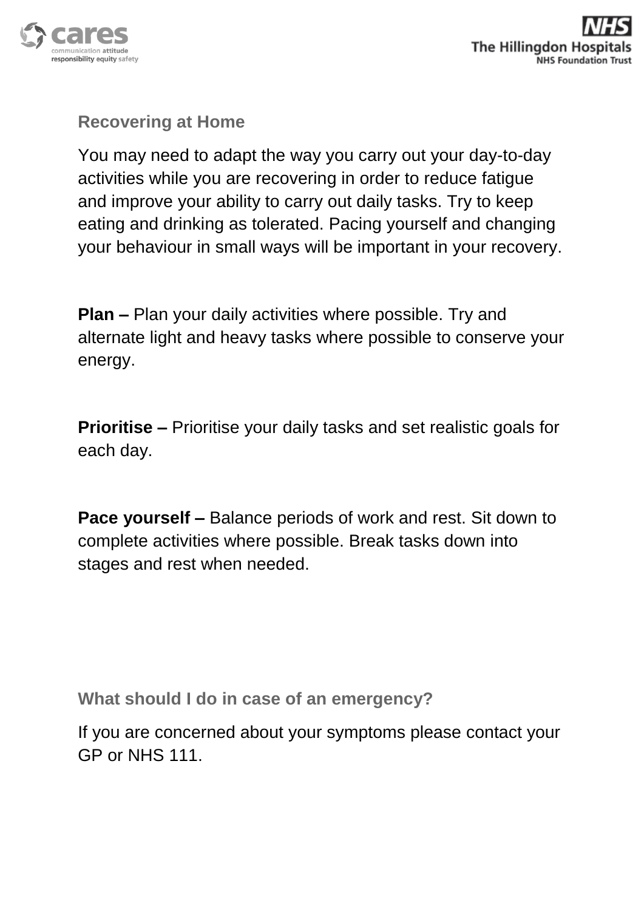## Recovering at Home

You may need to adapt the way you carry out your day-to-day activities while you are recovering in order to reduce fatigue and improve your ability to carry out daily tasks. Try to keep eating and drinking as tolerated. Pacing yourself and changing your behaviour in small ways will be important in your recovery.

**Plan –** Plan your daily activities where possible. Try and alternate light and heavy tasks where possible to conserve your energy.

**Prioritise –** Prioritise your daily tasks and set realistic goals for each day.

**Pace yourself –** Balance periods of work and rest. Sit down to complete activities where possible. Break tasks down into stages and rest when needed.

## What should I do in case of an emergency?

If you are concerned about your symptoms please contact your GP or NHS 111.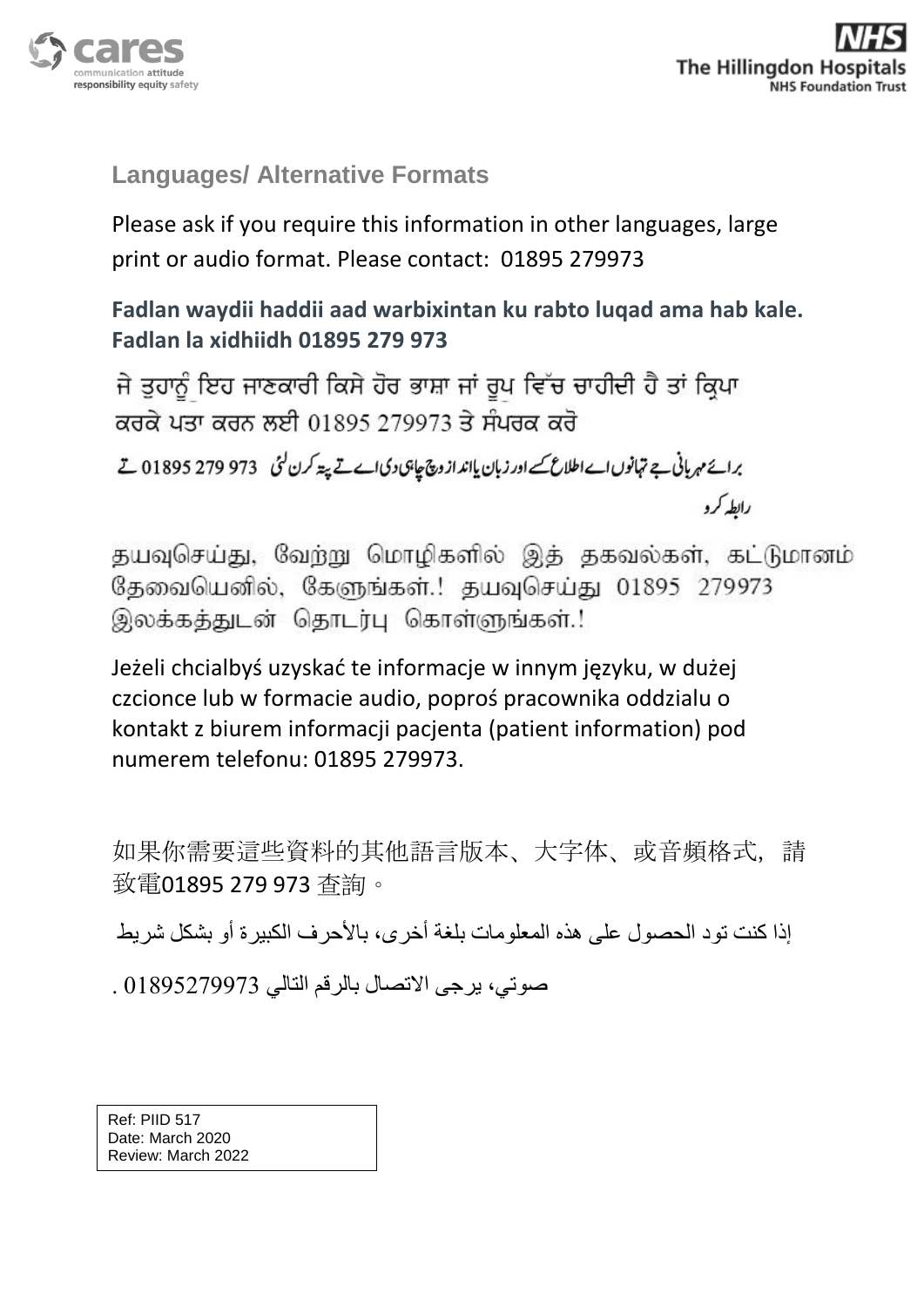## Languages/ Alternative Formats

Please ask if you require this information in other languages, large print or audio format. Please contact: 01895 279973

**Fadlan waydii haddii aad warbixintan ku rabto luqad ama hab kale. Fadlan la xidhiidh 01895 279 973**

ਜੇ ਤੁਹਾਨੂੰ ਇਹ ਜਾਣਕਾਰੀ ਕਿਸੇ ਹੋਰ ਭਾਸ਼ਾ ਜਾਂ ਰੂਪ ਵਿੱਚ ਚਾਹੀਦੀ ਹੈ ਤਾਂ ਕ੍ਰਿਪਾ ਕਰਕੇ ਪਤਾ ਕਰਨ ਲਈ 01895 279973 ਤੇ ਸੰਪਰਕ ਕਰੋ

برائے مہربانی جے تہانوں اے اطلاع کسے اور زبان یا انداز وچ چاہی دی اے تے پتہ کرن لئی 01895 279 973 تے رابطہ کرو

தயவுசெய்து, வேற்று மொழிகளில் இத் தகவல்கள், கட்டுமானம் தேவையெனில், கேளுங்கள்.! தயவுசெய்து 01895 279973 இலக்கத்துடன் தொடர்பு கொள்ளுங்கள்.!

Jeżeli chcialbyś uzyskać te informacje w innym języku, w dużej czcionce lub w formacie audio, poproś pracownika oddzialu o kontakt z biurem informacji pacjenta (patient information) pod numerem telefonu: 01895 279973.

如果你需要這些資料的其他語言版本、大字体、或音頻格式，請致電01895 279 973 查詢。

إذا كنت تود الحصول على هذه المعلومات بلغة أخرى، بالأحرف الكبيرة أو بشكل شريط صوتي، يرجى الاتصال بالرقم التالي 01895279973 .

Ref: PIID 517
Date: March 2020
Review: March 2022